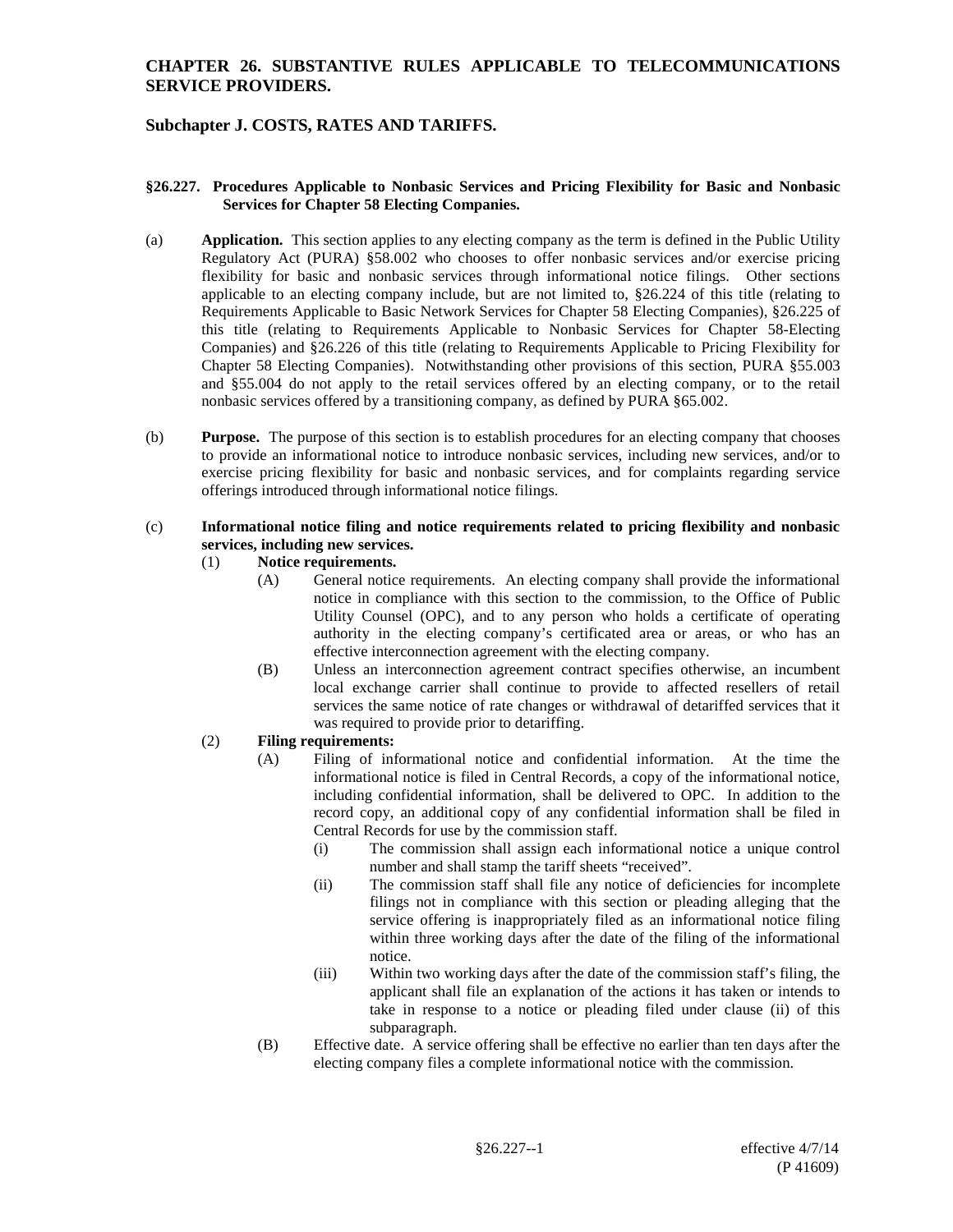# CHAPTER 26. SUBSTANTIVE RULES APPLICABLE TO TELECOMMUNICATIONS SERVICE PROVIDERS.

## Subchapter J. COSTS, RATES AND TARIFFS.

### §26.227. Procedures Applicable to Nonbasic Services and Pricing Flexibility for Basic and Nonbasic Services for Chapter 58 Electing Companies.

(a) **Application.** This section applies to any electing company as the term is defined in the Public Utility Regulatory Act (PURA) §58.002 who chooses to offer nonbasic services and/or exercise pricing flexibility for basic and nonbasic services through informational notice filings. Other sections applicable to an electing company include, but are not limited to, §26.224 of this title (relating to Requirements Applicable to Basic Network Services for Chapter 58 Electing Companies), §26.225 of this title (relating to Requirements Applicable to Nonbasic Services for Chapter 58-Electing Companies) and §26.226 of this title (relating to Requirements Applicable to Pricing Flexibility for Chapter 58 Electing Companies). Notwithstanding other provisions of this section, PURA §55.003 and §55.004 do not apply to the retail services offered by an electing company, or to the retail nonbasic services offered by a transitioning company, as defined by PURA §65.002.

(b) **Purpose.** The purpose of this section is to establish procedures for an electing company that chooses to provide an informational notice to introduce nonbasic services, including new services, and/or to exercise pricing flexibility for basic and nonbasic services, and for complaints regarding service offerings introduced through informational notice filings.

(c) **Informational notice filing and notice requirements related to pricing flexibility and nonbasic services, including new services.**

(1) **Notice requirements.**

(A) General notice requirements. An electing company shall provide the informational notice in compliance with this section to the commission, to the Office of Public Utility Counsel (OPC), and to any person who holds a certificate of operating authority in the electing company's certificated area or areas, or who has an effective interconnection agreement with the electing company.

(B) Unless an interconnection agreement contract specifies otherwise, an incumbent local exchange carrier shall continue to provide to affected resellers of retail services the same notice of rate changes or withdrawal of detariffed services that it was required to provide prior to detariffing.

(2) **Filing requirements:**

(A) Filing of informational notice and confidential information. At the time the informational notice is filed in Central Records, a copy of the informational notice, including confidential information, shall be delivered to OPC. In addition to the record copy, an additional copy of any confidential information shall be filed in Central Records for use by the commission staff.

(i) The commission shall assign each informational notice a unique control number and shall stamp the tariff sheets "received".

(ii) The commission staff shall file any notice of deficiencies for incomplete filings not in compliance with this section or pleading alleging that the service offering is inappropriately filed as an informational notice filing within three working days after the date of the filing of the informational notice.

(iii) Within two working days after the date of the commission staff's filing, the applicant shall file an explanation of the actions it has taken or intends to take in response to a notice or pleading filed under clause (ii) of this subparagraph.

(B) Effective date. A service offering shall be effective no earlier than ten days after the electing company files a complete informational notice with the commission.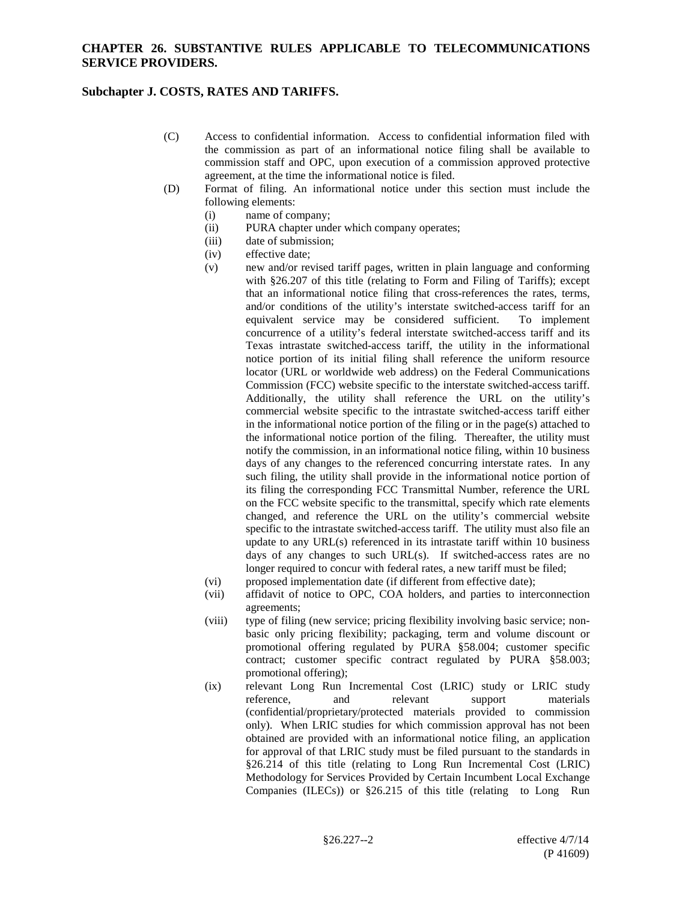(C) Access to confidential information. Access to confidential information filed with the commission as part of an informational notice filing shall be available to commission staff and OPC, upon execution of a commission approved protective agreement, at the time the informational notice is filed.

(D) Format of filing. An informational notice under this section must include the following elements:

(i) name of company;

(ii) PURA chapter under which company operates;

(iii) date of submission;

(iv) effective date;

(v) new and/or revised tariff pages, written in plain language and conforming with §26.207 of this title (relating to Form and Filing of Tariffs); except that an informational notice filing that cross-references the rates, terms, and/or conditions of the utility's interstate switched-access tariff for an equivalent service may be considered sufficient. To implement concurrence of a utility's federal interstate switched-access tariff and its Texas intrastate switched-access tariff, the utility in the informational notice portion of its initial filing shall reference the uniform resource locator (URL or worldwide web address) on the Federal Communications Commission (FCC) website specific to the interstate switched-access tariff. Additionally, the utility shall reference the URL on the utility's commercial website specific to the intrastate switched-access tariff either in the informational notice portion of the filing or in the page(s) attached to the informational notice portion of the filing. Thereafter, the utility must notify the commission, in an informational notice filing, within 10 business days of any changes to the referenced concurring interstate rates. In any such filing, the utility shall provide in the informational notice portion of its filing the corresponding FCC Transmittal Number, reference the URL on the FCC website specific to the transmittal, specify which rate elements changed, and reference the URL on the utility's commercial website specific to the intrastate switched-access tariff. The utility must also file an update to any URL(s) referenced in its intrastate tariff within 10 business days of any changes to such URL(s). If switched-access rates are no longer required to concur with federal rates, a new tariff must be filed;

(vi) proposed implementation date (if different from effective date);

(vii) affidavit of notice to OPC, COA holders, and parties to interconnection agreements;

(viii) type of filing (new service; pricing flexibility involving basic service; non-basic only pricing flexibility; packaging, term and volume discount or promotional offering regulated by PURA §58.004; customer specific contract; customer specific contract regulated by PURA §58.003; promotional offering);

(ix) relevant Long Run Incremental Cost (LRIC) study or LRIC study reference, and relevant support materials (confidential/proprietary/protected materials provided to commission only). When LRIC studies for which commission approval has not been obtained are provided with an informational notice filing, an application for approval of that LRIC study must be filed pursuant to the standards in §26.214 of this title (relating to Long Run Incremental Cost (LRIC) Methodology for Services Provided by Certain Incumbent Local Exchange Companies (ILECs)) or §26.215 of this title (relating to Long Run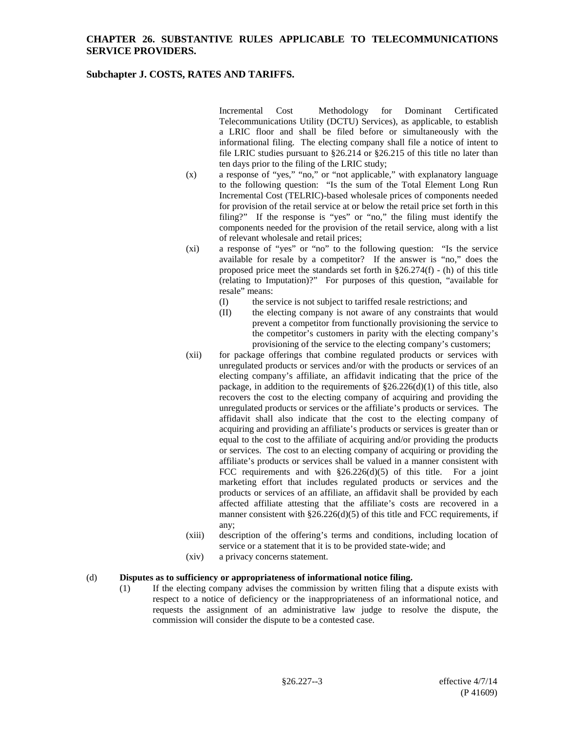Incremental Cost Methodology for Dominant Certificated Telecommunications Utility (DCTU) Services), as applicable, to establish a LRIC floor and shall be filed before or simultaneously with the informational filing. The electing company shall file a notice of intent to file LRIC studies pursuant to §26.214 or §26.215 of this title no later than ten days prior to the filing of the LRIC study;

(x) a response of "yes," "no," or "not applicable," with explanatory language to the following question: "Is the sum of the Total Element Long Run Incremental Cost (TELRIC)-based wholesale prices of components needed for provision of the retail service at or below the retail price set forth in this filing?" If the response is "yes" or "no," the filing must identify the components needed for the provision of the retail service, along with a list of relevant wholesale and retail prices;

(xi) a response of "yes" or "no" to the following question: "Is the service available for resale by a competitor? If the answer is "no," does the proposed price meet the standards set forth in §26.274(f) - (h) of this title (relating to Imputation)?" For purposes of this question, "available for resale" means:

(I) the service is not subject to tariffed resale restrictions; and

(II) the electing company is not aware of any constraints that would prevent a competitor from functionally provisioning the service to the competitor's customers in parity with the electing company's provisioning of the service to the electing company's customers;

(xii) for package offerings that combine regulated products or services with unregulated products or services and/or with the products or services of an electing company's affiliate, an affidavit indicating that the price of the package, in addition to the requirements of §26.226(d)(1) of this title, also recovers the cost to the electing company of acquiring and providing the unregulated products or services or the affiliate's products or services. The affidavit shall also indicate that the cost to the electing company of acquiring and providing an affiliate's products or services is greater than or equal to the cost to the affiliate of acquiring and/or providing the products or services. The cost to an electing company of acquiring or providing the affiliate's products or services shall be valued in a manner consistent with FCC requirements and with §26.226(d)(5) of this title. For a joint marketing effort that includes regulated products or services and the products or services of an affiliate, an affidavit shall be provided by each affected affiliate attesting that the affiliate's costs are recovered in a manner consistent with §26.226(d)(5) of this title and FCC requirements, if any;

(xiii) description of the offering's terms and conditions, including location of service or a statement that it is to be provided state-wide; and

(xiv) a privacy concerns statement.

(d) **Disputes as to sufficiency or appropriateness of informational notice filing.**

(1) If the electing company advises the commission by written filing that a dispute exists with respect to a notice of deficiency or the inappropriateness of an informational notice, and requests the assignment of an administrative law judge to resolve the dispute, the commission will consider the dispute to be a contested case.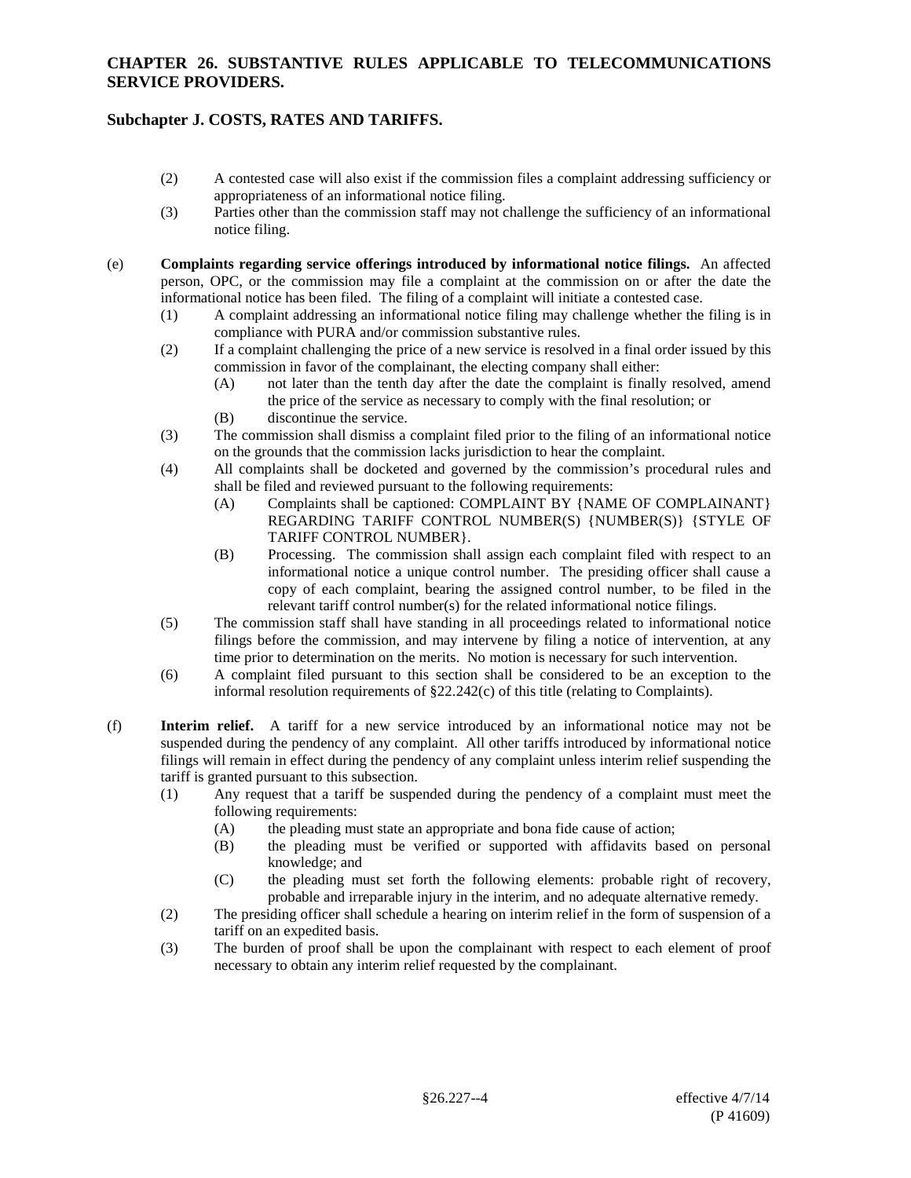(2) A contested case will also exist if the commission files a complaint addressing sufficiency or appropriateness of an informational notice filing.

(3) Parties other than the commission staff may not challenge the sufficiency of an informational notice filing.

(e) **Complaints regarding service offerings introduced by informational notice filings.** An affected person, OPC, or the commission may file a complaint at the commission on or after the date the informational notice has been filed. The filing of a complaint will initiate a contested case.

(1) A complaint addressing an informational notice filing may challenge whether the filing is in compliance with PURA and/or commission substantive rules.

(2) If a complaint challenging the price of a new service is resolved in a final order issued by this commission in favor of the complainant, the electing company shall either:

(A) not later than the tenth day after the date the complaint is finally resolved, amend the price of the service as necessary to comply with the final resolution; or

(B) discontinue the service.

(3) The commission shall dismiss a complaint filed prior to the filing of an informational notice on the grounds that the commission lacks jurisdiction to hear the complaint.

(4) All complaints shall be docketed and governed by the commission's procedural rules and shall be filed and reviewed pursuant to the following requirements:

(A) Complaints shall be captioned: COMPLAINT BY {NAME OF COMPLAINANT} REGARDING TARIFF CONTROL NUMBER(S) {NUMBER(S)} {STYLE OF TARIFF CONTROL NUMBER}.

(B) Processing. The commission shall assign each complaint filed with respect to an informational notice a unique control number. The presiding officer shall cause a copy of each complaint, bearing the assigned control number, to be filed in the relevant tariff control number(s) for the related informational notice filings.

(5) The commission staff shall have standing in all proceedings related to informational notice filings before the commission, and may intervene by filing a notice of intervention, at any time prior to determination on the merits. No motion is necessary for such intervention.

(6) A complaint filed pursuant to this section shall be considered to be an exception to the informal resolution requirements of §22.242(c) of this title (relating to Complaints).

(f) **Interim relief.** A tariff for a new service introduced by an informational notice may not be suspended during the pendency of any complaint. All other tariffs introduced by informational notice filings will remain in effect during the pendency of any complaint unless interim relief suspending the tariff is granted pursuant to this subsection.

(1) Any request that a tariff be suspended during the pendency of a complaint must meet the following requirements:

(A) the pleading must state an appropriate and bona fide cause of action;

(B) the pleading must be verified or supported with affidavits based on personal knowledge; and

(C) the pleading must set forth the following elements: probable right of recovery, probable and irreparable injury in the interim, and no adequate alternative remedy.

(2) The presiding officer shall schedule a hearing on interim relief in the form of suspension of a tariff on an expedited basis.

(3) The burden of proof shall be upon the complainant with respect to each element of proof necessary to obtain any interim relief requested by the complainant.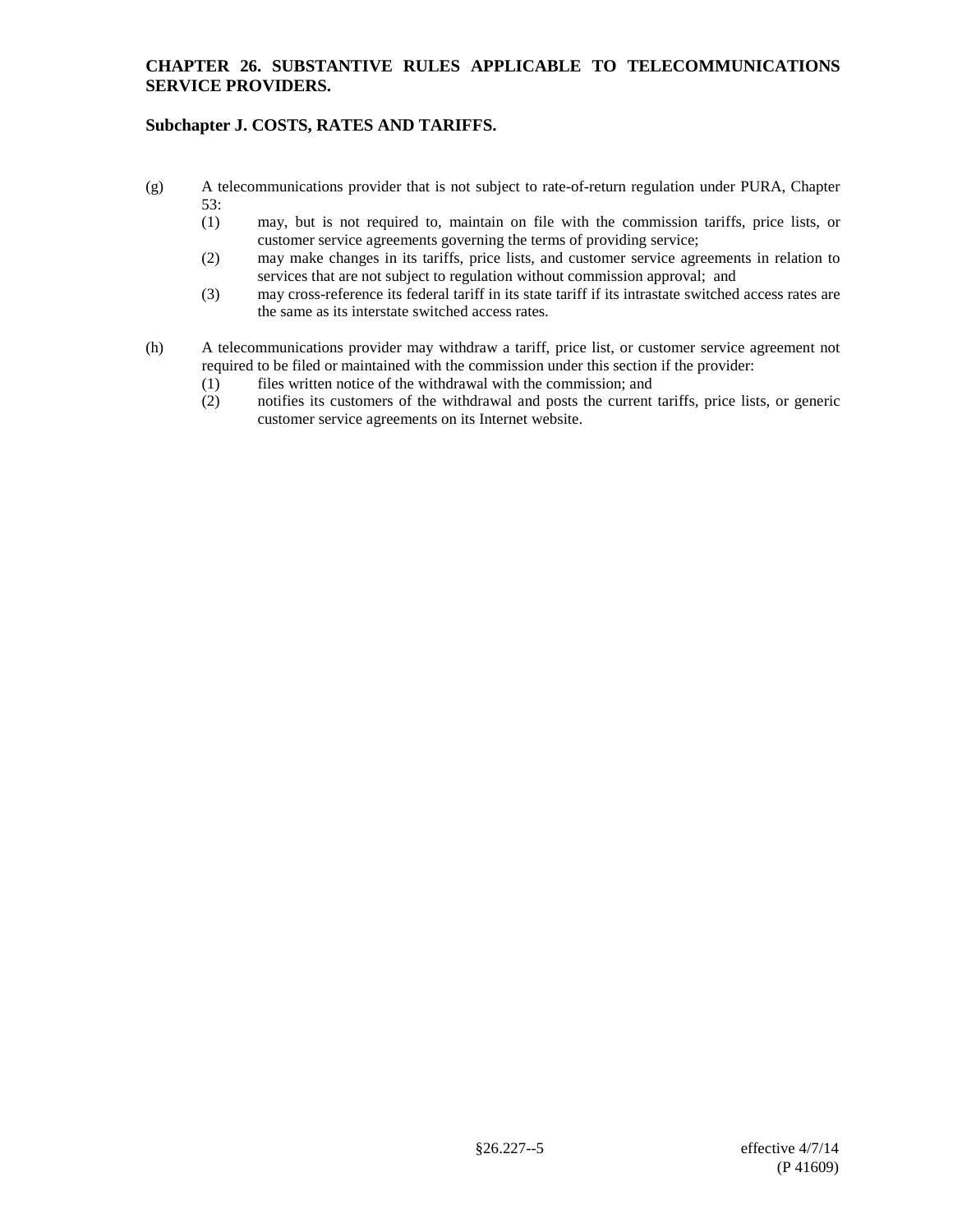(g) A telecommunications provider that is not subject to rate-of-return regulation under PURA, Chapter 53:

(1) may, but is not required to, maintain on file with the commission tariffs, price lists, or customer service agreements governing the terms of providing service;

(2) may make changes in its tariffs, price lists, and customer service agreements in relation to services that are not subject to regulation without commission approval; and

(3) may cross-reference its federal tariff in its state tariff if its intrastate switched access rates are the same as its interstate switched access rates.

(h) A telecommunications provider may withdraw a tariff, price list, or customer service agreement not required to be filed or maintained with the commission under this section if the provider:

(1) files written notice of the withdrawal with the commission; and

(2) notifies its customers of the withdrawal and posts the current tariffs, price lists, or generic customer service agreements on its Internet website.